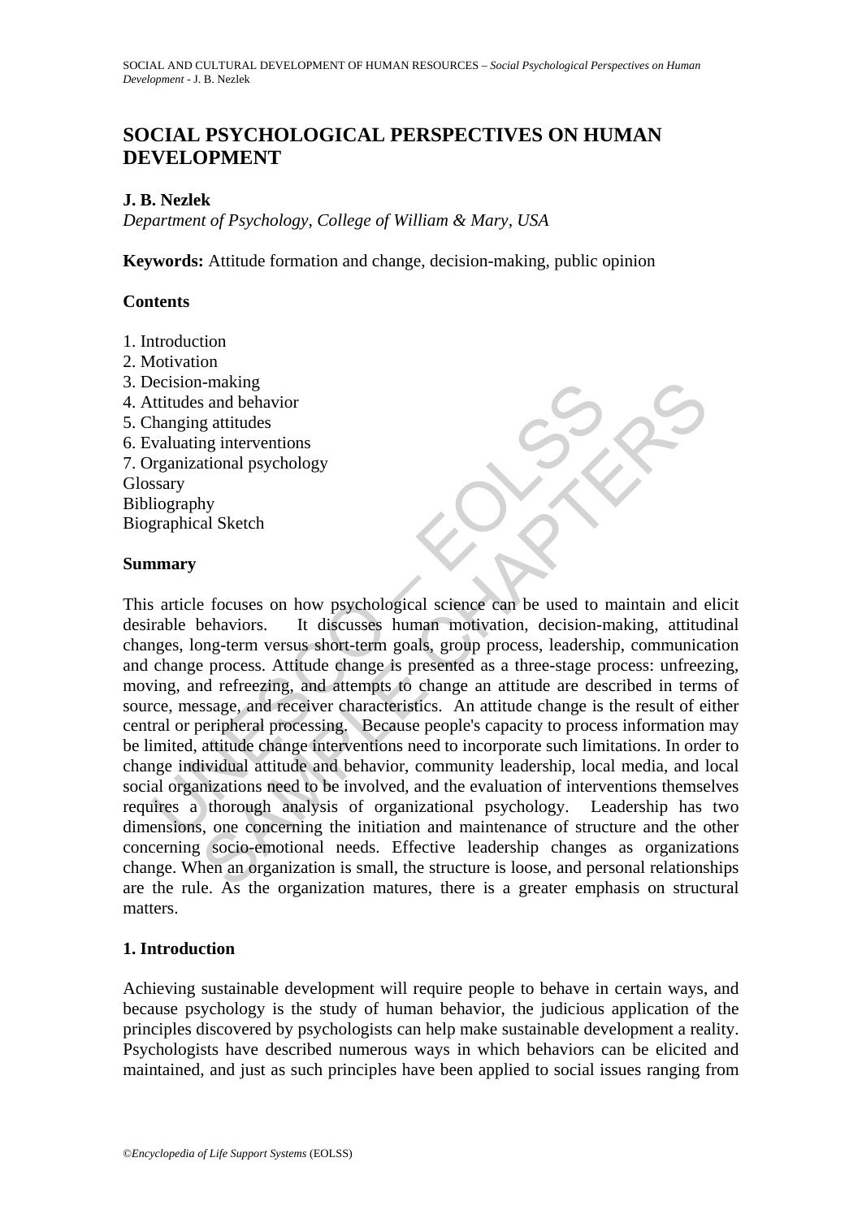# SOCIAL PSYCHOLOGICAL PERSPECTIVES ON HUMAN DEVELOPMENT

**J. B. Nezlek**

*Department of Psychology, College of William & Mary, USA*

**Keywords:** Attitude formation and change, decision-making, public opinion

## Contents

1. Introduction
2. Motivation
3. Decision-making
4. Attitudes and behavior
5. Changing attitudes
6. Evaluating interventions
7. Organizational psychology

Glossary
Bibliography
Biographical Sketch

## Summary

This article focuses on how psychological science can be used to maintain and elicit desirable behaviors. It discusses human motivation, decision-making, attitudinal changes, long-term versus short-term goals, group process, leadership, communication and change process. Attitude change is presented as a three-stage process: unfreezing, moving, and refreezing, and attempts to change an attitude are described in terms of source, message, and receiver characteristics. An attitude change is the result of either central or peripheral processing. Because people's capacity to process information may be limited, attitude change interventions need to incorporate such limitations. In order to change individual attitude and behavior, community leadership, local media, and local social organizations need to be involved, and the evaluation of interventions themselves requires a thorough analysis of organizational psychology. Leadership has two dimensions, one concerning the initiation and maintenance of structure and the other concerning socio-emotional needs. Effective leadership changes as organizations change. When an organization is small, the structure is loose, and personal relationships are the rule. As the organization matures, there is a greater emphasis on structural matters.

## 1. Introduction

Achieving sustainable development will require people to behave in certain ways, and because psychology is the study of human behavior, the judicious application of the principles discovered by psychologists can help make sustainable development a reality. Psychologists have described numerous ways in which behaviors can be elicited and maintained, and just as such principles have been applied to social issues ranging from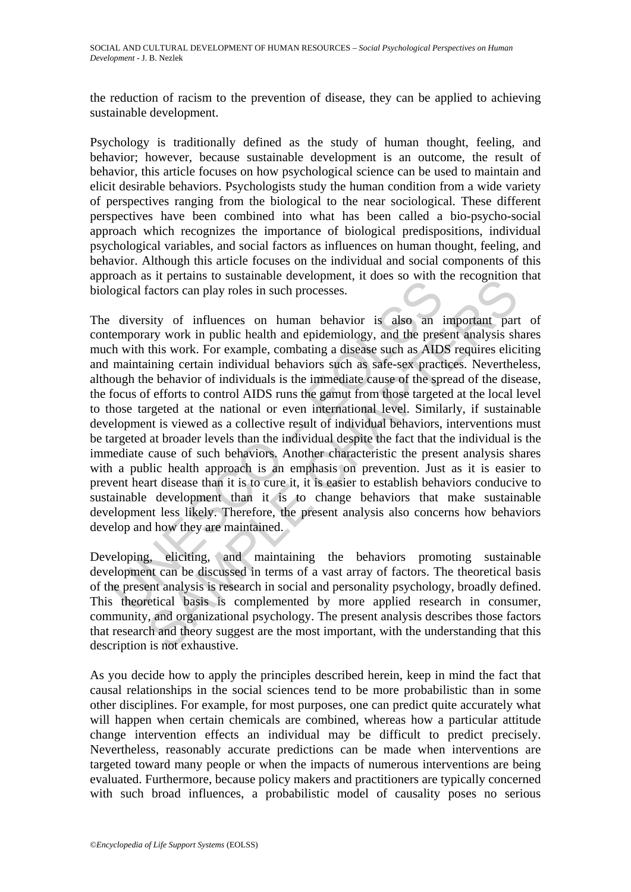the reduction of racism to the prevention of disease, they can be applied to achieving sustainable development.

Psychology is traditionally defined as the study of human thought, feeling, and behavior; however, because sustainable development is an outcome, the result of behavior, this article focuses on how psychological science can be used to maintain and elicit desirable behaviors. Psychologists study the human condition from a wide variety of perspectives ranging from the biological to the near sociological. These different perspectives have been combined into what has been called a bio-psycho-social approach which recognizes the importance of biological predispositions, individual psychological variables, and social factors as influences on human thought, feeling, and behavior. Although this article focuses on the individual and social components of this approach as it pertains to sustainable development, it does so with the recognition that biological factors can play roles in such processes.

The diversity of influences on human behavior is also an important part of contemporary work in public health and epidemiology, and the present analysis shares much with this work. For example, combating a disease such as AIDS requires eliciting and maintaining certain individual behaviors such as safe-sex practices. Nevertheless, although the behavior of individuals is the immediate cause of the spread of the disease, the focus of efforts to control AIDS runs the gamut from those targeted at the local level to those targeted at the national or even international level. Similarly, if sustainable development is viewed as a collective result of individual behaviors, interventions must be targeted at broader levels than the individual despite the fact that the individual is the immediate cause of such behaviors. Another characteristic the present analysis shares with a public health approach is an emphasis on prevention. Just as it is easier to prevent heart disease than it is to cure it, it is easier to establish behaviors conducive to sustainable development than it is to change behaviors that make sustainable development less likely. Therefore, the present analysis also concerns how behaviors develop and how they are maintained.

Developing, eliciting, and maintaining the behaviors promoting sustainable development can be discussed in terms of a vast array of factors. The theoretical basis of the present analysis is research in social and personality psychology, broadly defined. This theoretical basis is complemented by more applied research in consumer, community, and organizational psychology. The present analysis describes those factors that research and theory suggest are the most important, with the understanding that this description is not exhaustive.

As you decide how to apply the principles described herein, keep in mind the fact that causal relationships in the social sciences tend to be more probabilistic than in some other disciplines. For example, for most purposes, one can predict quite accurately what will happen when certain chemicals are combined, whereas how a particular attitude change intervention effects an individual may be difficult to predict precisely. Nevertheless, reasonably accurate predictions can be made when interventions are targeted toward many people or when the impacts of numerous interventions are being evaluated. Furthermore, because policy makers and practitioners are typically concerned with such broad influences, a probabilistic model of causality poses no serious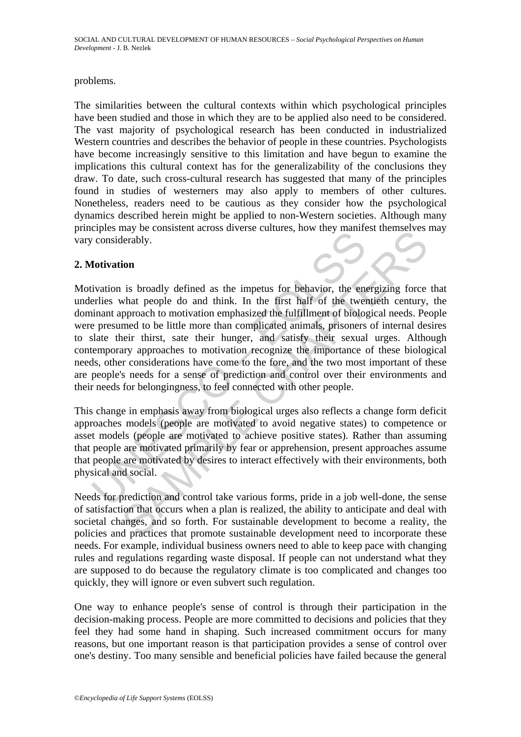problems.

The similarities between the cultural contexts within which psychological principles have been studied and those in which they are to be applied also need to be considered. The vast majority of psychological research has been conducted in industrialized Western countries and describes the behavior of people in these countries. Psychologists have become increasingly sensitive to this limitation and have begun to examine the implications this cultural context has for the generalizability of the conclusions they draw. To date, such cross-cultural research has suggested that many of the principles found in studies of westerners may also apply to members of other cultures. Nonetheless, readers need to be cautious as they consider how the psychological dynamics described herein might be applied to non-Western societies. Although many principles may be consistent across diverse cultures, how they manifest themselves may vary considerably.

## 2. Motivation

Motivation is broadly defined as the impetus for behavior, the energizing force that underlies what people do and think. In the first half of the twentieth century, the dominant approach to motivation emphasized the fulfillment of biological needs. People were presumed to be little more than complicated animals, prisoners of internal desires to slate their thirst, sate their hunger, and satisfy their sexual urges. Although contemporary approaches to motivation recognize the importance of these biological needs, other considerations have come to the fore, and the two most important of these are people's needs for a sense of prediction and control over their environments and their needs for belongingness, to feel connected with other people.

This change in emphasis away from biological urges also reflects a change form deficit approaches models (people are motivated to avoid negative states) to competence or asset models (people are motivated to achieve positive states). Rather than assuming that people are motivated primarily by fear or apprehension, present approaches assume that people are motivated by desires to interact effectively with their environments, both physical and social.

Needs for prediction and control take various forms, pride in a job well-done, the sense of satisfaction that occurs when a plan is realized, the ability to anticipate and deal with societal changes, and so forth. For sustainable development to become a reality, the policies and practices that promote sustainable development need to incorporate these needs. For example, individual business owners need to able to keep pace with changing rules and regulations regarding waste disposal. If people can not understand what they are supposed to do because the regulatory climate is too complicated and changes too quickly, they will ignore or even subvert such regulation.

One way to enhance people's sense of control is through their participation in the decision-making process. People are more committed to decisions and policies that they feel they had some hand in shaping. Such increased commitment occurs for many reasons, but one important reason is that participation provides a sense of control over one's destiny. Too many sensible and beneficial policies have failed because the general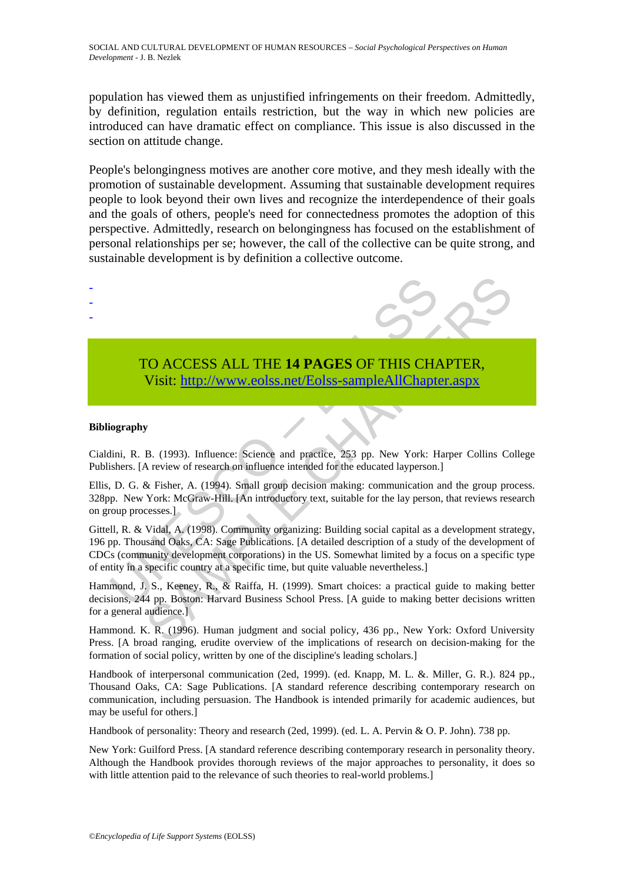population has viewed them as unjustified infringements on their freedom. Admittedly, by definition, regulation entails restriction, but the way in which new policies are introduced can have dramatic effect on compliance. This issue is also discussed in the section on attitude change.

People's belongingness motives are another core motive, and they mesh ideally with the promotion of sustainable development. Assuming that sustainable development requires people to look beyond their own lives and recognize the interdependence of their goals and the goals of others, people's need for connectedness promotes the adoption of this perspective. Admittedly, research on belongingness has focused on the establishment of personal relationships per se; however, the call of the collective can be quite strong, and sustainable development is by definition a collective outcome.

-
-
-

TO ACCESS ALL THE **14 PAGES** OF THIS CHAPTER,
Visit: http://www.eolss.net/Eolss-sampleAllChapter.aspx

**Bibliography**

Cialdini, R. B. (1993). Influence: Science and practice, 253 pp. New York: Harper Collins College Publishers. [A review of research on influence intended for the educated layperson.]

Ellis, D. G. & Fisher, A. (1994). Small group decision making: communication and the group process. 328pp. New York: McGraw-Hill. [An introductory text, suitable for the lay person, that reviews research on group processes.]

Gittell, R. & Vidal, A. (1998). Community organizing: Building social capital as a development strategy, 196 pp. Thousand Oaks, CA: Sage Publications. [A detailed description of a study of the development of CDCs (community development corporations) in the US. Somewhat limited by a focus on a specific type of entity in a specific country at a specific time, but quite valuable nevertheless.]

Hammond, J. S., Keeney, R., & Raiffa, H. (1999). Smart choices: a practical guide to making better decisions, 244 pp. Boston: Harvard Business School Press. [A guide to making better decisions written for a general audience.]

Hammond. K. R. (1996). Human judgment and social policy, 436 pp., New York: Oxford University Press. [A broad ranging, erudite overview of the implications of research on decision-making for the formation of social policy, written by one of the discipline's leading scholars.]

Handbook of interpersonal communication (2ed, 1999). (ed. Knapp, M. L. &. Miller, G. R.). 824 pp., Thousand Oaks, CA: Sage Publications. [A standard reference describing contemporary research on communication, including persuasion. The Handbook is intended primarily for academic audiences, but may be useful for others.]

Handbook of personality: Theory and research (2ed, 1999). (ed. L. A. Pervin & O. P. John). 738 pp.

New York: Guilford Press. [A standard reference describing contemporary research in personality theory. Although the Handbook provides thorough reviews of the major approaches to personality, it does so with little attention paid to the relevance of such theories to real-world problems.]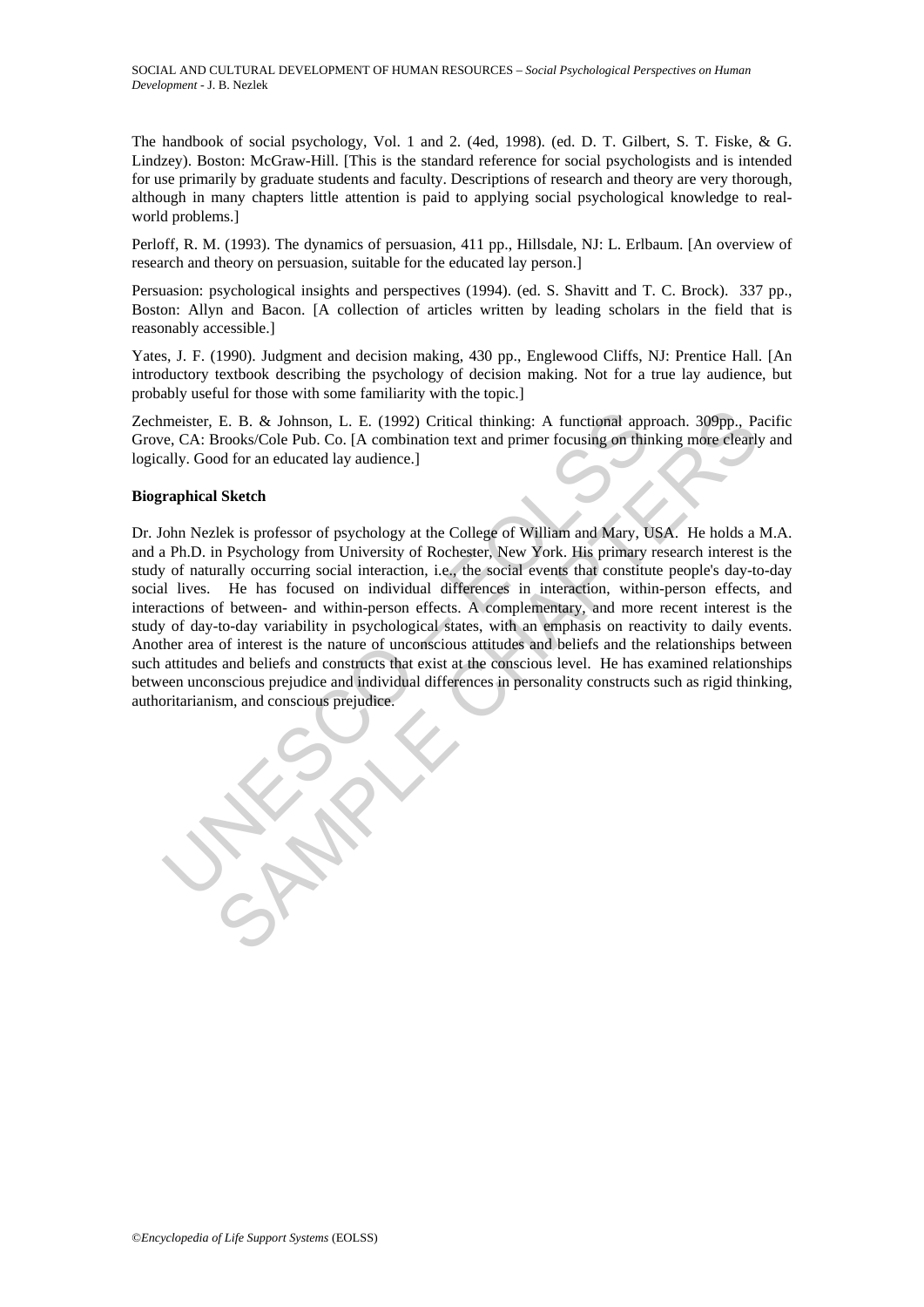The handbook of social psychology, Vol. 1 and 2. (4ed, 1998). (ed. D. T. Gilbert, S. T. Fiske, & G. Lindzey). Boston: McGraw-Hill. [This is the standard reference for social psychologists and is intended for use primarily by graduate students and faculty. Descriptions of research and theory are very thorough, although in many chapters little attention is paid to applying social psychological knowledge to real-world problems.]

Perloff, R. M. (1993). The dynamics of persuasion, 411 pp., Hillsdale, NJ: L. Erlbaum. [An overview of research and theory on persuasion, suitable for the educated lay person.]

Persuasion: psychological insights and perspectives (1994). (ed. S. Shavitt and T. C. Brock). 337 pp., Boston: Allyn and Bacon. [A collection of articles written by leading scholars in the field that is reasonably accessible.]

Yates, J. F. (1990). Judgment and decision making, 430 pp., Englewood Cliffs, NJ: Prentice Hall. [An introductory textbook describing the psychology of decision making. Not for a true lay audience, but probably useful for those with some familiarity with the topic.]

Zechmeister, E. B. & Johnson, L. E. (1992) Critical thinking: A functional approach. 309pp., Pacific Grove, CA: Brooks/Cole Pub. Co. [A combination text and primer focusing on thinking more clearly and logically. Good for an educated lay audience.]

**Biographical Sketch**

Dr. John Nezlek is professor of psychology at the College of William and Mary, USA. He holds a M.A. and a Ph.D. in Psychology from University of Rochester, New York. His primary research interest is the study of naturally occurring social interaction, i.e., the social events that constitute people's day-to-day social lives. He has focused on individual differences in interaction, within-person effects, and interactions of between- and within-person effects. A complementary, and more recent interest is the study of day-to-day variability in psychological states, with an emphasis on reactivity to daily events. Another area of interest is the nature of unconscious attitudes and beliefs and the relationships between such attitudes and beliefs and constructs that exist at the conscious level. He has examined relationships between unconscious prejudice and individual differences in personality constructs such as rigid thinking, authoritarianism, and conscious prejudice.